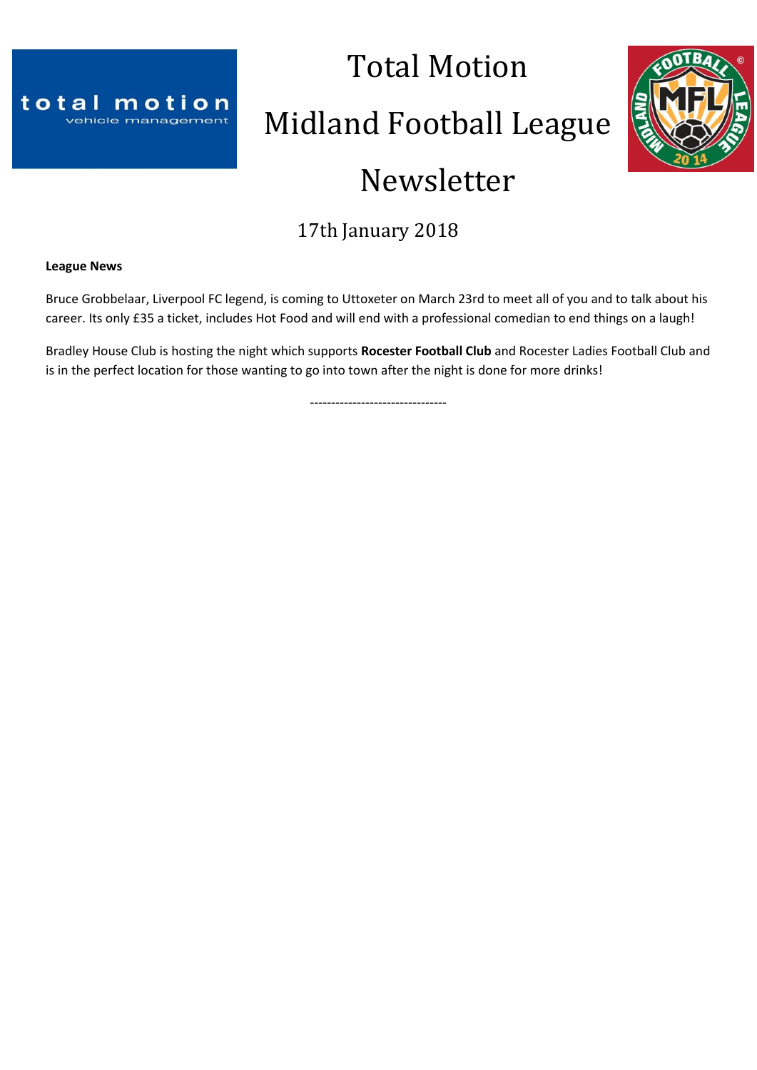# Total Motion

# Midland Football League

# Newsletter

17th January 2018

**League News**

Bruce Grobbelaar, Liverpool FC legend, is coming to Uttoxeter on March 23rd to meet all of you and to talk about his career. Its only £35 a ticket, includes Hot Food and will end with a professional comedian to end things on a laugh!

Bradley House Club is hosting the night which supports **Rocester Football Club** and Rocester Ladies Football Club and is in the perfect location for those wanting to go into town after the night is done for more drinks!

--------------------------------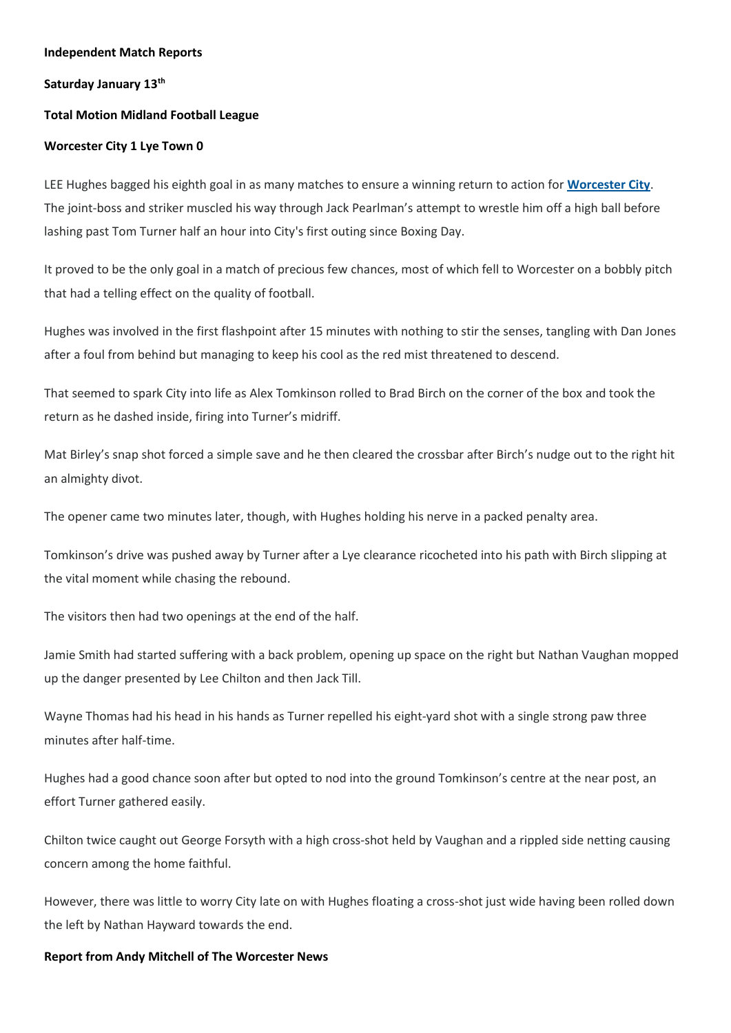**Independent Match Reports**

**Saturday January 13th**

**Total Motion Midland Football League**

**Worcester City 1 Lye Town 0**

LEE Hughes bagged his eighth goal in as many matches to ensure a winning return to action for **Worcester City**. The joint-boss and striker muscled his way through Jack Pearlman's attempt to wrestle him off a high ball before lashing past Tom Turner half an hour into City's first outing since Boxing Day.

It proved to be the only goal in a match of precious few chances, most of which fell to Worcester on a bobbly pitch that had a telling effect on the quality of football.

Hughes was involved in the first flashpoint after 15 minutes with nothing to stir the senses, tangling with Dan Jones after a foul from behind but managing to keep his cool as the red mist threatened to descend.

That seemed to spark City into life as Alex Tomkinson rolled to Brad Birch on the corner of the box and took the return as he dashed inside, firing into Turner's midriff.

Mat Birley's snap shot forced a simple save and he then cleared the crossbar after Birch's nudge out to the right hit an almighty divot.

The opener came two minutes later, though, with Hughes holding his nerve in a packed penalty area.

Tomkinson's drive was pushed away by Turner after a Lye clearance ricocheted into his path with Birch slipping at the vital moment while chasing the rebound.

The visitors then had two openings at the end of the half.

Jamie Smith had started suffering with a back problem, opening up space on the right but Nathan Vaughan mopped up the danger presented by Lee Chilton and then Jack Till.

Wayne Thomas had his head in his hands as Turner repelled his eight-yard shot with a single strong paw three minutes after half-time.

Hughes had a good chance soon after but opted to nod into the ground Tomkinson's centre at the near post, an effort Turner gathered easily.

Chilton twice caught out George Forsyth with a high cross-shot held by Vaughan and a rippled side netting causing concern among the home faithful.

However, there was little to worry City late on with Hughes floating a cross-shot just wide having been rolled down the left by Nathan Hayward towards the end.

**Report from Andy Mitchell of The Worcester News**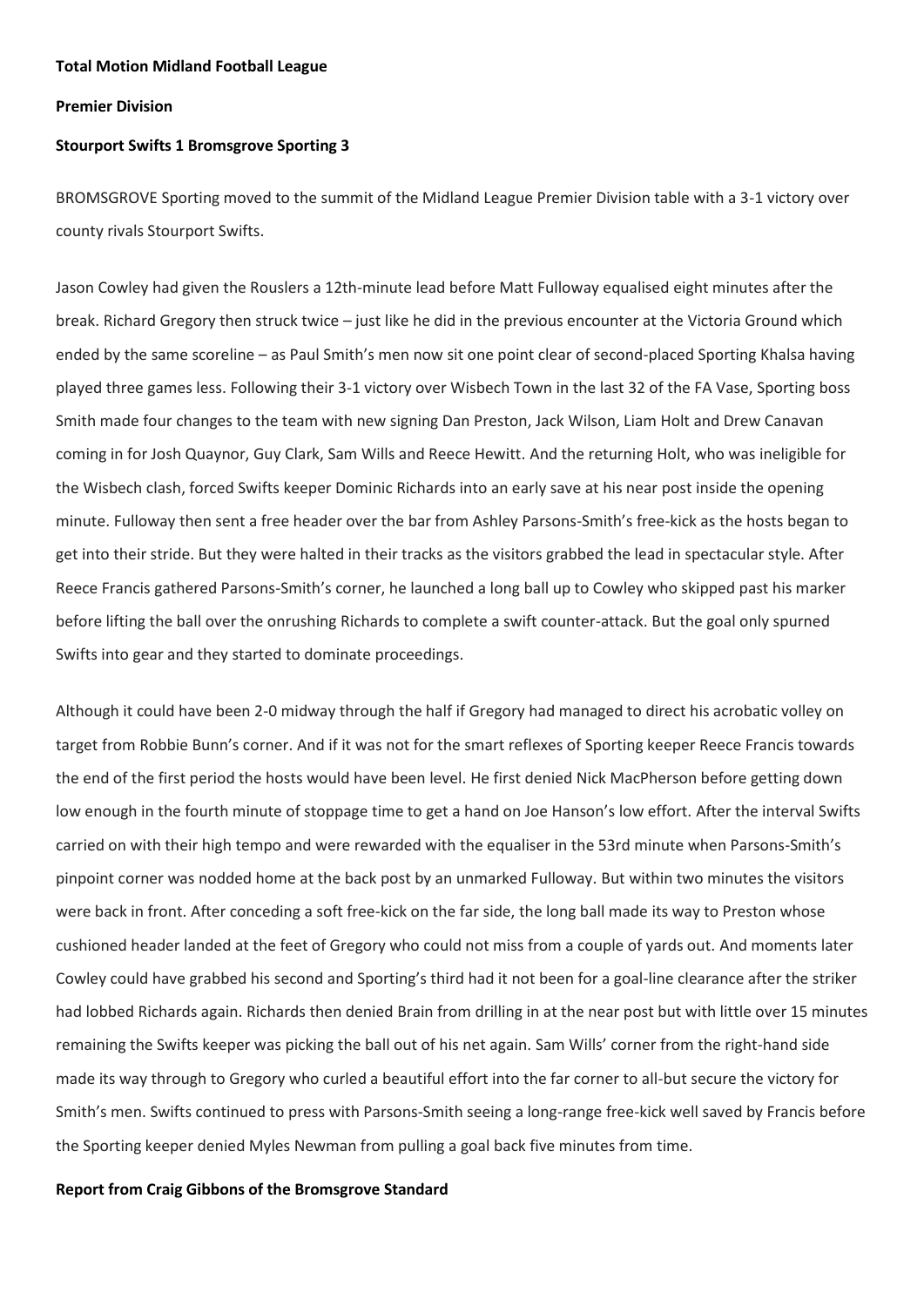**Total Motion Midland Football League**

**Premier Division**

**Stourport Swifts 1 Bromsgrove Sporting 3**

BROMSGROVE Sporting moved to the summit of the Midland League Premier Division table with a 3-1 victory over county rivals Stourport Swifts.

Jason Cowley had given the Rouslers a 12th-minute lead before Matt Fulloway equalised eight minutes after the break. Richard Gregory then struck twice – just like he did in the previous encounter at the Victoria Ground which ended by the same scoreline – as Paul Smith's men now sit one point clear of second-placed Sporting Khalsa having played three games less. Following their 3-1 victory over Wisbech Town in the last 32 of the FA Vase, Sporting boss Smith made four changes to the team with new signing Dan Preston, Jack Wilson, Liam Holt and Drew Canavan coming in for Josh Quaynor, Guy Clark, Sam Wills and Reece Hewitt. And the returning Holt, who was ineligible for the Wisbech clash, forced Swifts keeper Dominic Richards into an early save at his near post inside the opening minute. Fulloway then sent a free header over the bar from Ashley Parsons-Smith's free-kick as the hosts began to get into their stride. But they were halted in their tracks as the visitors grabbed the lead in spectacular style. After Reece Francis gathered Parsons-Smith's corner, he launched a long ball up to Cowley who skipped past his marker before lifting the ball over the onrushing Richards to complete a swift counter-attack. But the goal only spurned Swifts into gear and they started to dominate proceedings.

Although it could have been 2-0 midway through the half if Gregory had managed to direct his acrobatic volley on target from Robbie Bunn's corner. And if it was not for the smart reflexes of Sporting keeper Reece Francis towards the end of the first period the hosts would have been level. He first denied Nick MacPherson before getting down low enough in the fourth minute of stoppage time to get a hand on Joe Hanson's low effort. After the interval Swifts carried on with their high tempo and were rewarded with the equaliser in the 53rd minute when Parsons-Smith's pinpoint corner was nodded home at the back post by an unmarked Fulloway. But within two minutes the visitors were back in front. After conceding a soft free-kick on the far side, the long ball made its way to Preston whose cushioned header landed at the feet of Gregory who could not miss from a couple of yards out. And moments later Cowley could have grabbed his second and Sporting's third had it not been for a goal-line clearance after the striker had lobbed Richards again. Richards then denied Brain from drilling in at the near post but with little over 15 minutes remaining the Swifts keeper was picking the ball out of his net again. Sam Wills' corner from the right-hand side made its way through to Gregory who curled a beautiful effort into the far corner to all-but secure the victory for Smith's men. Swifts continued to press with Parsons-Smith seeing a long-range free-kick well saved by Francis before the Sporting keeper denied Myles Newman from pulling a goal back five minutes from time.

**Report from Craig Gibbons of the Bromsgrove Standard**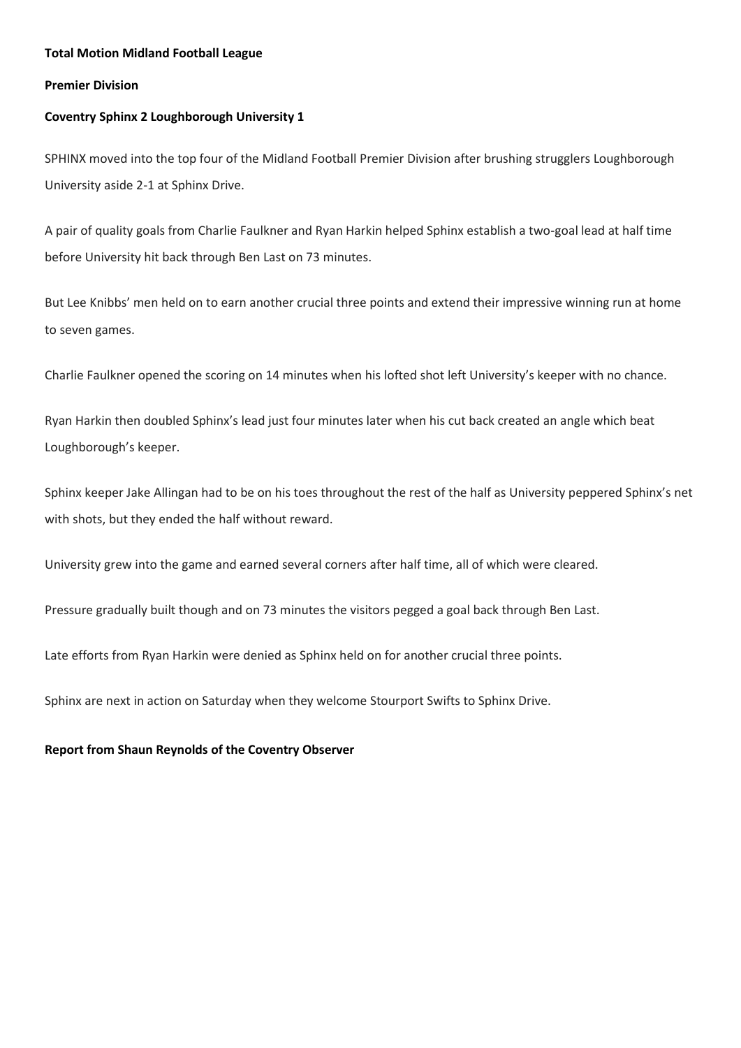**Total Motion Midland Football League**

**Premier Division**

**Coventry Sphinx 2 Loughborough University 1**

SPHINX moved into the top four of the Midland Football Premier Division after brushing strugglers Loughborough University aside 2-1 at Sphinx Drive.

A pair of quality goals from Charlie Faulkner and Ryan Harkin helped Sphinx establish a two-goal lead at half time before University hit back through Ben Last on 73 minutes.

But Lee Knibbs' men held on to earn another crucial three points and extend their impressive winning run at home to seven games.

Charlie Faulkner opened the scoring on 14 minutes when his lofted shot left University's keeper with no chance.

Ryan Harkin then doubled Sphinx's lead just four minutes later when his cut back created an angle which beat Loughborough's keeper.

Sphinx keeper Jake Allingan had to be on his toes throughout the rest of the half as University peppered Sphinx's net with shots, but they ended the half without reward.

University grew into the game and earned several corners after half time, all of which were cleared.

Pressure gradually built though and on 73 minutes the visitors pegged a goal back through Ben Last.

Late efforts from Ryan Harkin were denied as Sphinx held on for another crucial three points.

Sphinx are next in action on Saturday when they welcome Stourport Swifts to Sphinx Drive.

**Report from Shaun Reynolds of the Coventry Observer**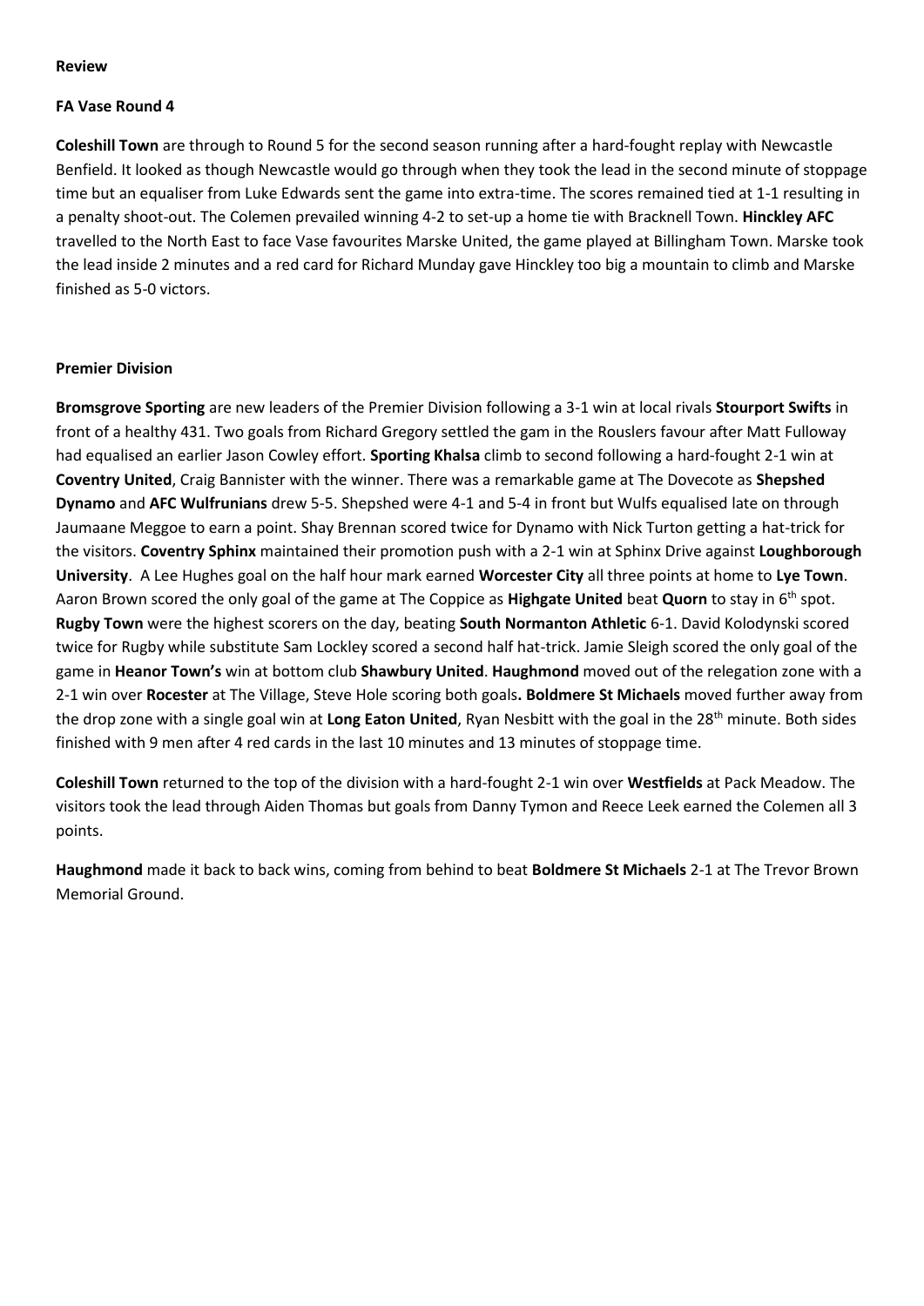**Review**

**FA Vase Round 4**

**Coleshill Town** are through to Round 5 for the second season running after a hard-fought replay with Newcastle Benfield. It looked as though Newcastle would go through when they took the lead in the second minute of stoppage time but an equaliser from Luke Edwards sent the game into extra-time. The scores remained tied at 1-1 resulting in a penalty shoot-out. The Colemen prevailed winning 4-2 to set-up a home tie with Bracknell Town. **Hinckley AFC** travelled to the North East to face Vase favourites Marske United, the game played at Billingham Town. Marske took the lead inside 2 minutes and a red card for Richard Munday gave Hinckley too big a mountain to climb and Marske finished as 5-0 victors.

**Premier Division**

**Bromsgrove Sporting** are new leaders of the Premier Division following a 3-1 win at local rivals **Stourport Swifts** in front of a healthy 431. Two goals from Richard Gregory settled the gam in the Rouslers favour after Matt Fulloway had equalised an earlier Jason Cowley effort. **Sporting Khalsa** climb to second following a hard-fought 2-1 win at **Coventry United**, Craig Bannister with the winner. There was a remarkable game at The Dovecote as **Shepshed Dynamo** and **AFC Wulfrunians** drew 5-5. Shepshed were 4-1 and 5-4 in front but Wulfs equalised late on through Jaumaane Meggoe to earn a point. Shay Brennan scored twice for Dynamo with Nick Turton getting a hat-trick for the visitors. **Coventry Sphinx** maintained their promotion push with a 2-1 win at Sphinx Drive against **Loughborough University**. A Lee Hughes goal on the half hour mark earned **Worcester City** all three points at home to **Lye Town**. Aaron Brown scored the only goal of the game at The Coppice as **Highgate United** beat **Quorn** to stay in 6th spot. **Rugby Town** were the highest scorers on the day, beating **South Normanton Athletic** 6-1. David Kolodynski scored twice for Rugby while substitute Sam Lockley scored a second half hat-trick. Jamie Sleigh scored the only goal of the game in **Heanor Town's** win at bottom club **Shawbury United**. **Haughmond** moved out of the relegation zone with a 2-1 win over **Rocester** at The Village, Steve Hole scoring both goals**. Boldmere St Michaels** moved further away from the drop zone with a single goal win at **Long Eaton United**, Ryan Nesbitt with the goal in the 28th minute. Both sides finished with 9 men after 4 red cards in the last 10 minutes and 13 minutes of stoppage time.

**Coleshill Town** returned to the top of the division with a hard-fought 2-1 win over **Westfields** at Pack Meadow. The visitors took the lead through Aiden Thomas but goals from Danny Tymon and Reece Leek earned the Colemen all 3 points.

**Haughmond** made it back to back wins, coming from behind to beat **Boldmere St Michaels** 2-1 at The Trevor Brown Memorial Ground.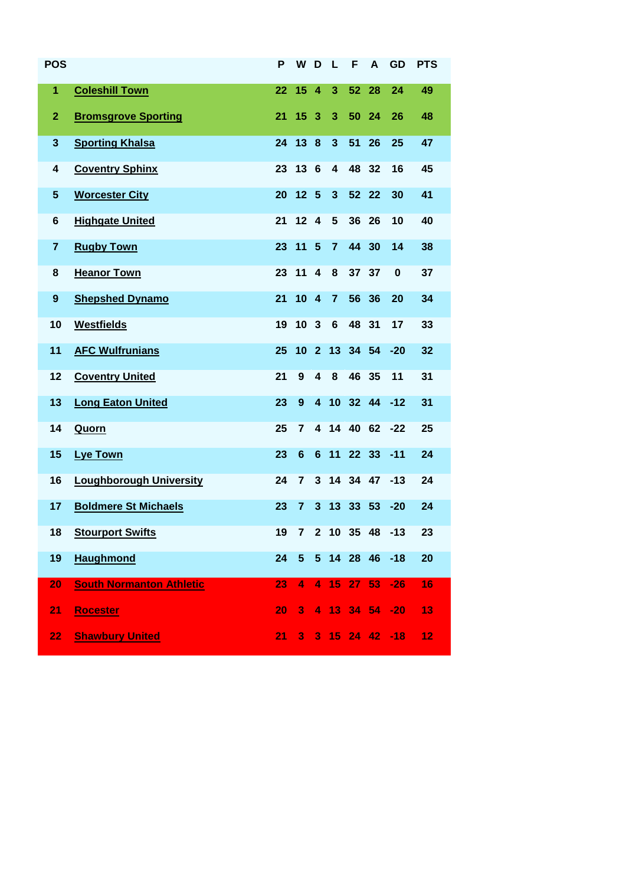| POS | | P | W | D | L | F | A | GD | PTS |
|---|---|---|---|---|---|---|---|---|---|
| 1 | Coleshill Town | 22 | 15 | 4 | 3 | 52 | 28 | 24 | 49 |
| 2 | Bromsgrove Sporting | 21 | 15 | 3 | 3 | 50 | 24 | 26 | 48 |
| 3 | Sporting Khalsa | 24 | 13 | 8 | 3 | 51 | 26 | 25 | 47 |
| 4 | Coventry Sphinx | 23 | 13 | 6 | 4 | 48 | 32 | 16 | 45 |
| 5 | Worcester City | 20 | 12 | 5 | 3 | 52 | 22 | 30 | 41 |
| 6 | Highgate United | 21 | 12 | 4 | 5 | 36 | 26 | 10 | 40 |
| 7 | Rugby Town | 23 | 11 | 5 | 7 | 44 | 30 | 14 | 38 |
| 8 | Heanor Town | 23 | 11 | 4 | 8 | 37 | 37 | 0 | 37 |
| 9 | Shepshed Dynamo | 21 | 10 | 4 | 7 | 56 | 36 | 20 | 34 |
| 10 | Westfields | 19 | 10 | 3 | 6 | 48 | 31 | 17 | 33 |
| 11 | AFC Wulfrunians | 25 | 10 | 2 | 13 | 34 | 54 | -20 | 32 |
| 12 | Coventry United | 21 | 9 | 4 | 8 | 46 | 35 | 11 | 31 |
| 13 | Long Eaton United | 23 | 9 | 4 | 10 | 32 | 44 | -12 | 31 |
| 14 | Quorn | 25 | 7 | 4 | 14 | 40 | 62 | -22 | 25 |
| 15 | Lye Town | 23 | 6 | 6 | 11 | 22 | 33 | -11 | 24 |
| 16 | Loughborough University | 24 | 7 | 3 | 14 | 34 | 47 | -13 | 24 |
| 17 | Boldmere St Michaels | 23 | 7 | 3 | 13 | 33 | 53 | -20 | 24 |
| 18 | Stourport Swifts | 19 | 7 | 2 | 10 | 35 | 48 | -13 | 23 |
| 19 | Haughmond | 24 | 5 | 5 | 14 | 28 | 46 | -18 | 20 |
| 20 | South Normanton Athletic | 23 | 4 | 4 | 15 | 27 | 53 | -26 | 16 |
| 21 | Rocester | 20 | 3 | 4 | 13 | 34 | 54 | -20 | 13 |
| 22 | Shawbury United | 21 | 3 | 3 | 15 | 24 | 42 | -18 | 12 |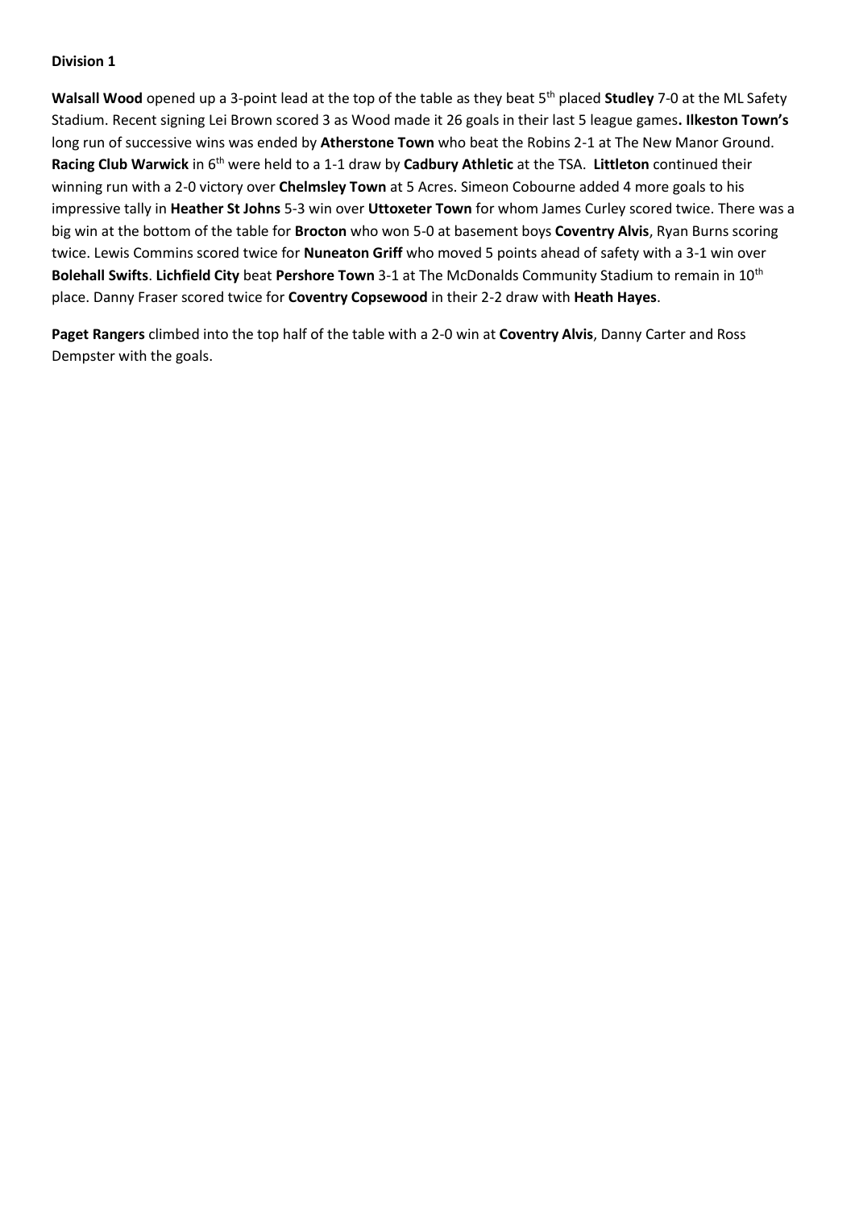**Division 1**

**Walsall Wood** opened up a 3-point lead at the top of the table as they beat 5th placed **Studley** 7-0 at the ML Safety Stadium. Recent signing Lei Brown scored 3 as Wood made it 26 goals in their last 5 league games**. Ilkeston Town's** long run of successive wins was ended by **Atherstone Town** who beat the Robins 2-1 at The New Manor Ground. **Racing Club Warwick** in 6th were held to a 1-1 draw by **Cadbury Athletic** at the TSA. **Littleton** continued their winning run with a 2-0 victory over **Chelmsley Town** at 5 Acres. Simeon Cobourne added 4 more goals to his impressive tally in **Heather St Johns** 5-3 win over **Uttoxeter Town** for whom James Curley scored twice. There was a big win at the bottom of the table for **Brocton** who won 5-0 at basement boys **Coventry Alvis**, Ryan Burns scoring twice. Lewis Commins scored twice for **Nuneaton Griff** who moved 5 points ahead of safety with a 3-1 win over **Bolehall Swifts**. **Lichfield City** beat **Pershore Town** 3-1 at The McDonalds Community Stadium to remain in 10th place. Danny Fraser scored twice for **Coventry Copsewood** in their 2-2 draw with **Heath Hayes**.

**Paget Rangers** climbed into the top half of the table with a 2-0 win at **Coventry Alvis**, Danny Carter and Ross Dempster with the goals.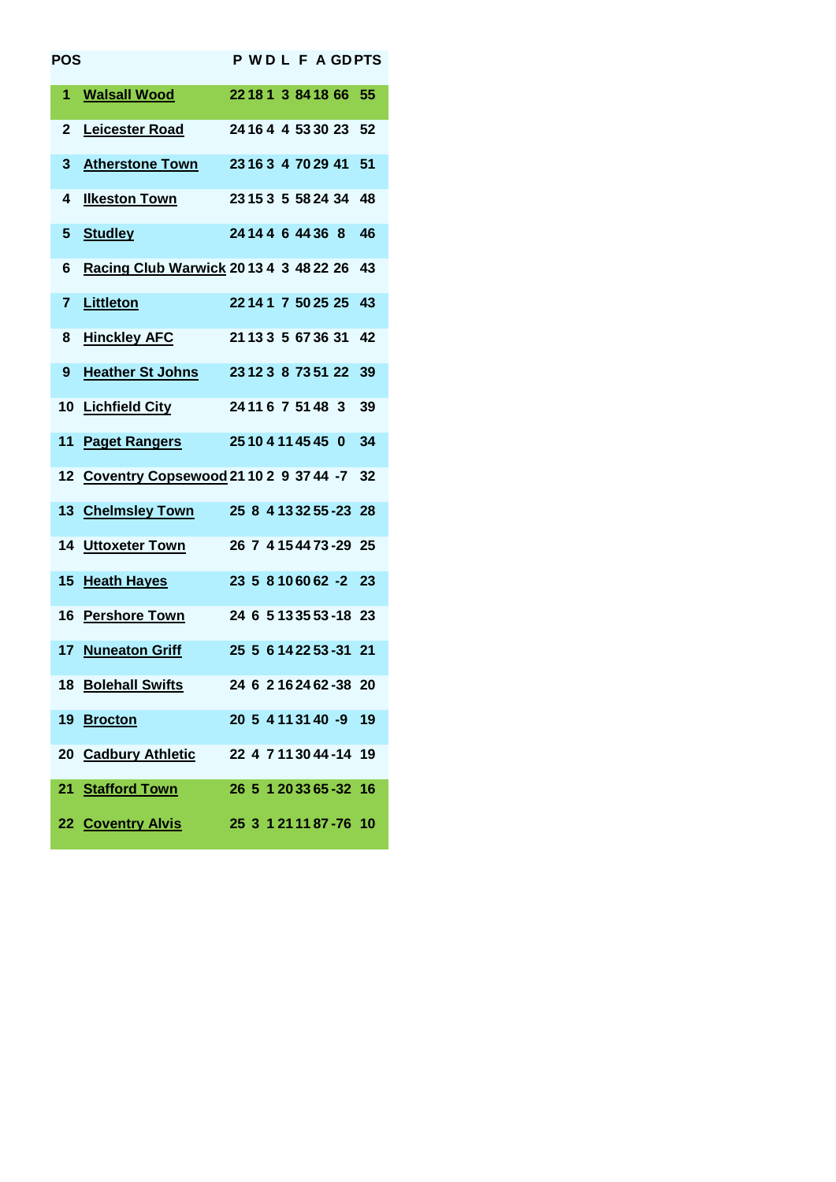| POS | | P | W | D | L | F | A | GD | PTS |
|---|---|---|---|---|---|---|---|---|---|
| 1 | Walsall Wood | 22 | 18 | 1 | 3 | 84 | 18 | 66 | 55 |
| 2 | Leicester Road | 24 | 16 | 4 | 4 | 53 | 30 | 23 | 52 |
| 3 | Atherstone Town | 23 | 16 | 3 | 4 | 70 | 29 | 41 | 51 |
| 4 | Ilkeston Town | 23 | 15 | 3 | 5 | 58 | 24 | 34 | 48 |
| 5 | Studley | 24 | 14 | 4 | 6 | 44 | 36 | 8 | 46 |
| 6 | Racing Club Warwick | 20 | 13 | 4 | 3 | 48 | 22 | 26 | 43 |
| 7 | Littleton | 22 | 14 | 1 | 7 | 50 | 25 | 25 | 43 |
| 8 | Hinckley AFC | 21 | 13 | 3 | 5 | 67 | 36 | 31 | 42 |
| 9 | Heather St Johns | 23 | 12 | 3 | 8 | 73 | 51 | 22 | 39 |
| 10 | Lichfield City | 24 | 11 | 6 | 7 | 51 | 48 | 3 | 39 |
| 11 | Paget Rangers | 25 | 10 | 4 | 11 | 45 | 45 | 0 | 34 |
| 12 | Coventry Copsewood | 21 | 10 | 2 | 9 | 37 | 44 | -7 | 32 |
| 13 | Chelmsley Town | 25 | 8 | 4 | 13 | 32 | 55 | -23 | 28 |
| 14 | Uttoxeter Town | 26 | 7 | 4 | 15 | 44 | 73 | -29 | 25 |
| 15 | Heath Hayes | 23 | 5 | 8 | 10 | 60 | 62 | -2 | 23 |
| 16 | Pershore Town | 24 | 6 | 5 | 13 | 35 | 53 | -18 | 23 |
| 17 | Nuneaton Griff | 25 | 5 | 6 | 14 | 22 | 53 | -31 | 21 |
| 18 | Bolehall Swifts | 24 | 6 | 2 | 16 | 24 | 62 | -38 | 20 |
| 19 | Brocton | 20 | 5 | 4 | 11 | 31 | 40 | -9 | 19 |
| 20 | Cadbury Athletic | 22 | 4 | 7 | 11 | 30 | 44 | -14 | 19 |
| 21 | Stafford Town | 26 | 5 | 1 | 20 | 33 | 65 | -32 | 16 |
| 22 | Coventry Alvis | 25 | 3 | 1 | 21 | 11 | 87 | -76 | 10 |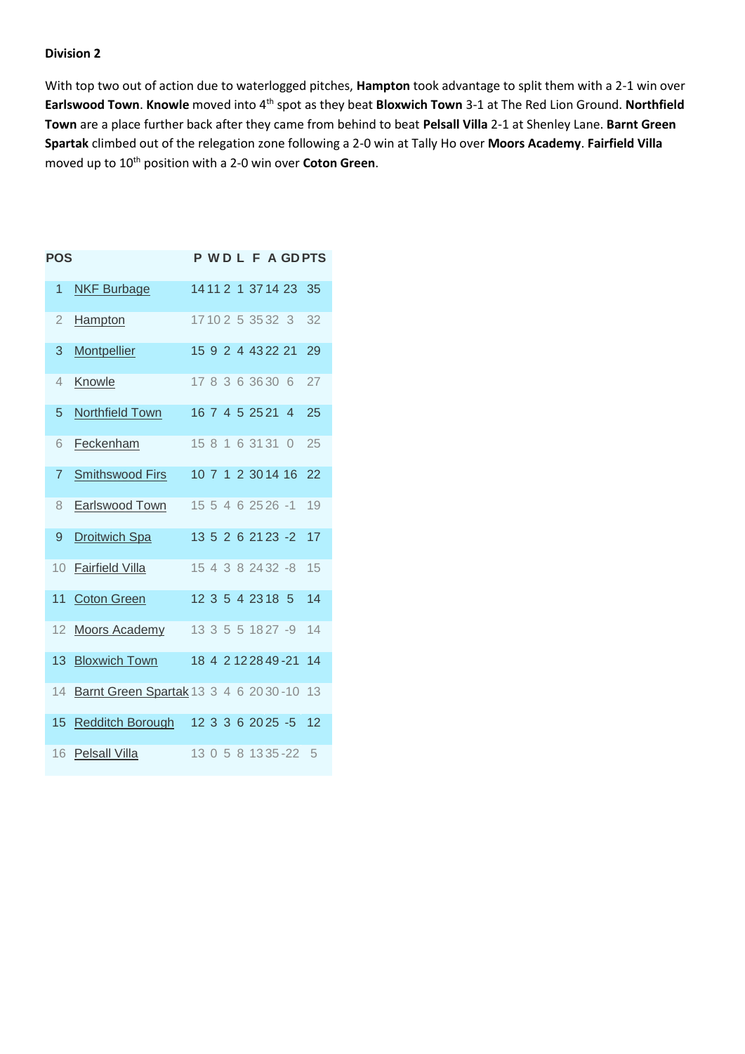**Division 2**

With top two out of action due to waterlogged pitches, **Hampton** took advantage to split them with a 2-1 win over **Earlswood Town**. **Knowle** moved into 4th spot as they beat **Bloxwich Town** 3-1 at The Red Lion Ground. **Northfield Town** are a place further back after they came from behind to beat **Pelsall Villa** 2-1 at Shenley Lane. **Barnt Green Spartak** climbed out of the relegation zone following a 2-0 win at Tally Ho over **Moors Academy**. **Fairfield Villa** moved up to 10th position with a 2-0 win over **Coton Green**.

| POS | | P | W | D | L | F | A | GD | PTS |
|---|---|---|---|---|---|---|---|---|---|
| 1 | NKF Burbage | 14 | 11 | 2 | 1 | 37 | 14 | 23 | 35 |
| 2 | Hampton | 17 | 10 | 2 | 5 | 35 | 32 | 3 | 32 |
| 3 | Montpellier | 15 | 9 | 2 | 4 | 43 | 22 | 21 | 29 |
| 4 | Knowle | 17 | 8 | 3 | 6 | 36 | 30 | 6 | 27 |
| 5 | Northfield Town | 16 | 7 | 4 | 5 | 25 | 21 | 4 | 25 |
| 6 | Feckenham | 15 | 8 | 1 | 6 | 31 | 31 | 0 | 25 |
| 7 | Smithswood Firs | 10 | 7 | 1 | 2 | 30 | 14 | 16 | 22 |
| 8 | Earlswood Town | 15 | 5 | 4 | 6 | 25 | 26 | -1 | 19 |
| 9 | Droitwich Spa | 13 | 5 | 2 | 6 | 21 | 23 | -2 | 17 |
| 10 | Fairfield Villa | 15 | 4 | 3 | 8 | 24 | 32 | -8 | 15 |
| 11 | Coton Green | 12 | 3 | 5 | 4 | 23 | 18 | 5 | 14 |
| 12 | Moors Academy | 13 | 3 | 5 | 5 | 18 | 27 | -9 | 14 |
| 13 | Bloxwich Town | 18 | 4 | 2 | 12 | 28 | 49 | -21 | 14 |
| 14 | Barnt Green Spartak | 13 | 3 | 4 | 6 | 20 | 30 | -10 | 13 |
| 15 | Redditch Borough | 12 | 3 | 3 | 6 | 20 | 25 | -5 | 12 |
| 16 | Pelsall Villa | 13 | 0 | 5 | 8 | 13 | 35 | -22 | 5 |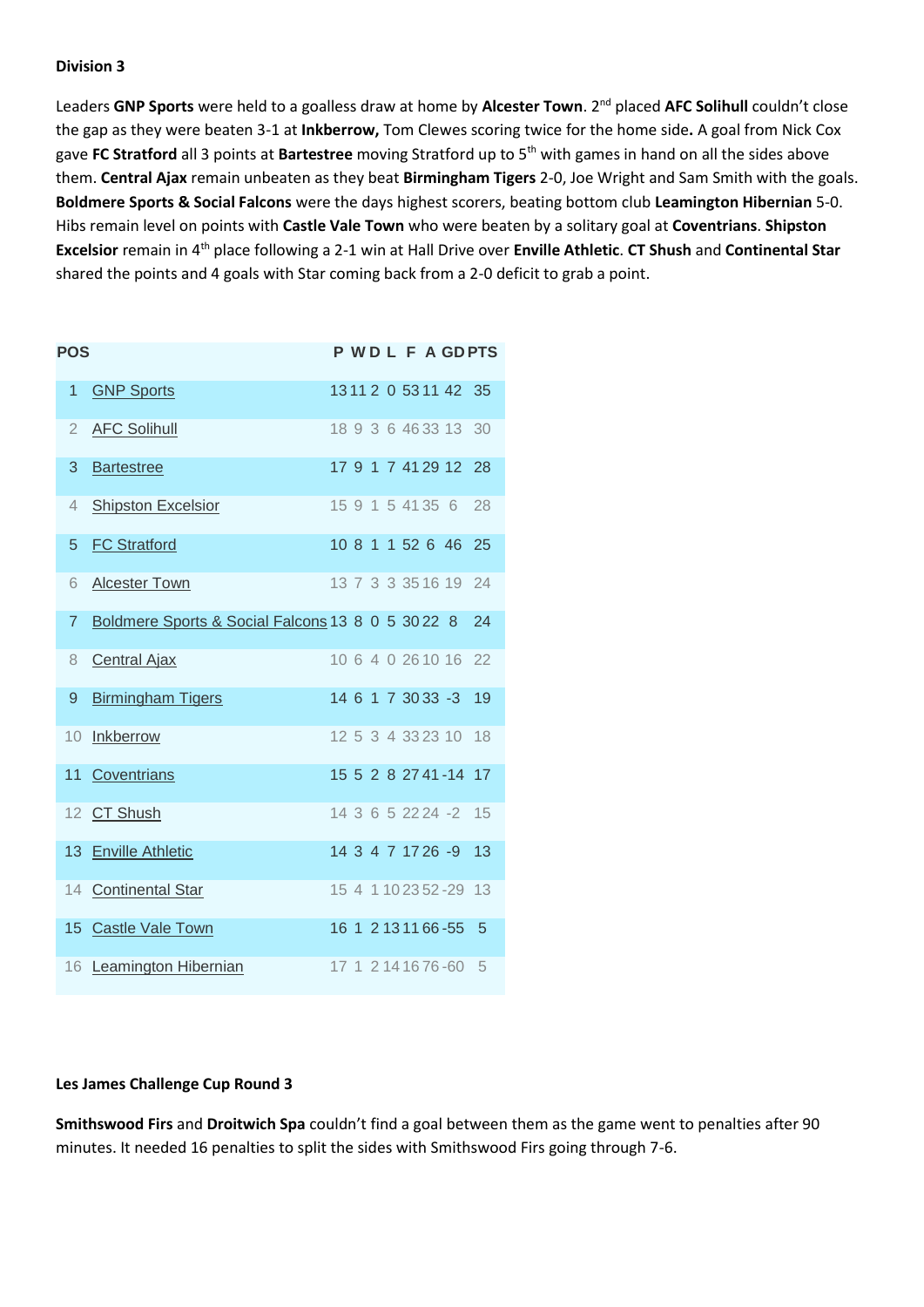**Division 3**

Leaders **GNP Sports** were held to a goalless draw at home by **Alcester Town**. 2nd placed **AFC Solihull** couldn't close the gap as they were beaten 3-1 at **Inkberrow,** Tom Clewes scoring twice for the home side**.** A goal from Nick Cox gave **FC Stratford** all 3 points at **Bartestree** moving Stratford up to 5th with games in hand on all the sides above them. **Central Ajax** remain unbeaten as they beat **Birmingham Tigers** 2-0, Joe Wright and Sam Smith with the goals. **Boldmere Sports & Social Falcons** were the days highest scorers, beating bottom club **Leamington Hibernian** 5-0. Hibs remain level on points with **Castle Vale Town** who were beaten by a solitary goal at **Coventrians**. **Shipston Excelsior** remain in 4th place following a 2-1 win at Hall Drive over **Enville Athletic**. **CT Shush** and **Continental Star** shared the points and 4 goals with Star coming back from a 2-0 deficit to grab a point.

| POS | | P | W | D | L | F | A | GD | PTS |
|---|---|---|---|---|---|---|---|---|---|
| 1 | GNP Sports | 13 | 11 | 2 | 0 | 53 | 11 | 42 | 35 |
| 2 | AFC Solihull | 18 | 9 | 3 | 6 | 46 | 33 | 13 | 30 |
| 3 | Bartestree | 17 | 9 | 1 | 7 | 41 | 29 | 12 | 28 |
| 4 | Shipston Excelsior | 15 | 9 | 1 | 5 | 41 | 35 | 6 | 28 |
| 5 | FC Stratford | 10 | 8 | 1 | 1 | 52 | 6 | 46 | 25 |
| 6 | Alcester Town | 13 | 7 | 3 | 3 | 35 | 16 | 19 | 24 |
| 7 | Boldmere Sports & Social Falcons | 13 | 8 | 0 | 5 | 30 | 22 | 8 | 24 |
| 8 | Central Ajax | 10 | 6 | 4 | 0 | 26 | 10 | 16 | 22 |
| 9 | Birmingham Tigers | 14 | 6 | 1 | 7 | 30 | 33 | -3 | 19 |
| 10 | Inkberrow | 12 | 5 | 3 | 4 | 33 | 23 | 10 | 18 |
| 11 | Coventrians | 15 | 5 | 2 | 8 | 27 | 41 | -14 | 17 |
| 12 | CT Shush | 14 | 3 | 6 | 5 | 22 | 24 | -2 | 15 |
| 13 | Enville Athletic | 14 | 3 | 4 | 7 | 17 | 26 | -9 | 13 |
| 14 | Continental Star | 15 | 4 | 1 | 10 | 23 | 52 | -29 | 13 |
| 15 | Castle Vale Town | 16 | 1 | 2 | 13 | 11 | 66 | -55 | 5 |
| 16 | Leamington Hibernian | 17 | 1 | 2 | 14 | 16 | 76 | -60 | 5 |

**Les James Challenge Cup Round 3**

**Smithswood Firs** and **Droitwich Spa** couldn't find a goal between them as the game went to penalties after 90 minutes. It needed 16 penalties to split the sides with Smithswood Firs going through 7-6.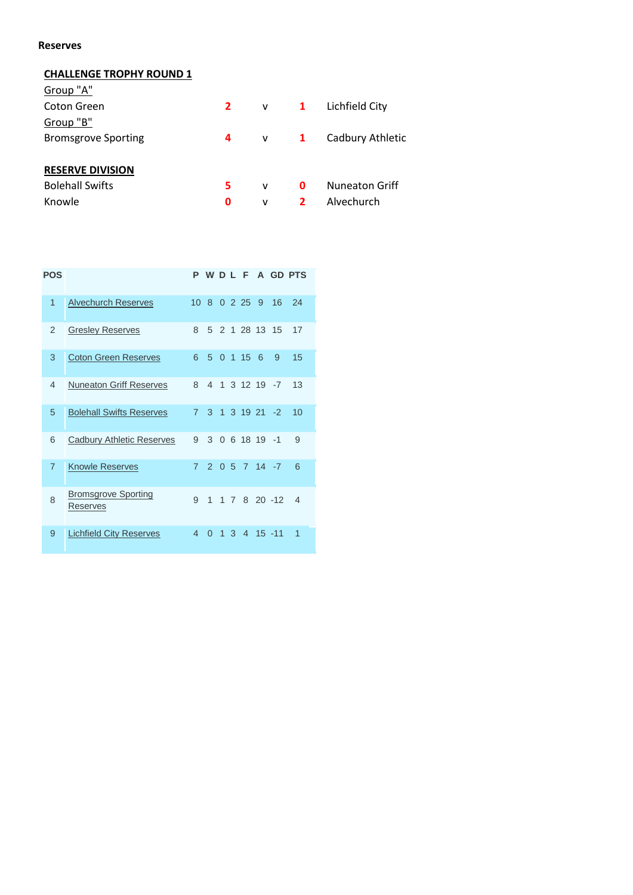**Reserves**

## CHALLENGE TROPHY ROUND 1

Group "A"

| | | | | |
|---|---|---|---|---|
| Coton Green | 2 | v | 1 | Lichfield City |

Group "B"

| | | | | |
|---|---|---|---|---|
| Bromsgrove Sporting | 4 | v | 1 | Cadbury Athletic |

## RESERVE DIVISION

| | | | | |
|---|---|---|---|---|
| Bolehall Swifts | 5 | v | 0 | Nuneaton Griff |
| Knowle | 0 | v | 2 | Alvechurch |

| POS | | P | W | D | L | F | A | GD | PTS |
|---|---|---|---|---|---|---|---|---|---|
| 1 | Alvechurch Reserves | 10 | 8 | 0 | 2 | 25 | 9 | 16 | 24 |
| 2 | Gresley Reserves | 8 | 5 | 2 | 1 | 28 | 13 | 15 | 17 |
| 3 | Coton Green Reserves | 6 | 5 | 0 | 1 | 15 | 6 | 9 | 15 |
| 4 | Nuneaton Griff Reserves | 8 | 4 | 1 | 3 | 12 | 19 | -7 | 13 |
| 5 | Bolehall Swifts Reserves | 7 | 3 | 1 | 3 | 19 | 21 | -2 | 10 |
| 6 | Cadbury Athletic Reserves | 9 | 3 | 0 | 6 | 18 | 19 | -1 | 9 |
| 7 | Knowle Reserves | 7 | 2 | 0 | 5 | 7 | 14 | -7 | 6 |
| 8 | Bromsgrove Sporting Reserves | 9 | 1 | 1 | 7 | 8 | 20 | -12 | 4 |
| 9 | Lichfield City Reserves | 4 | 0 | 1 | 3 | 4 | 15 | -11 | 1 |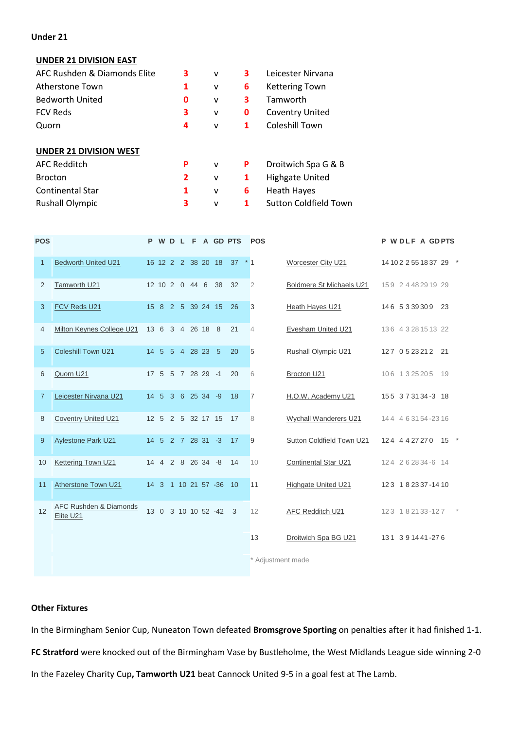## Under 21

### UNDER 21 DIVISION EAST

| | | | | |
|---|---|---|---|---|
| AFC Rushden & Diamonds Elite | 3 | v | 3 | Leicester Nirvana |
| Atherstone Town | 1 | v | 6 | Kettering Town |
| Bedworth United | 0 | v | 3 | Tamworth |
| FCV Reds | 3 | v | 0 | Coventry United |
| Quorn | 4 | v | 1 | Coleshill Town |

### UNDER 21 DIVISION WEST

| | | | | |
|---|---|---|---|---|
| AFC Redditch | P | v | P | Droitwich Spa G & B |
| Brocton | 2 | v | 1 | Highgate United |
| Continental Star | 1 | v | 6 | Heath Hayes |
| Rushall Olympic | 3 | v | 1 | Sutton Coldfield Town |

| POS | | P | W | D | L | F | A | GD | PTS | |
|---|---|---|---|---|---|---|---|---|---|---|
| 1 | Bedworth United U21 | 16 | 12 | 2 | 2 | 38 | 20 | 18 | 37 | * |
| 2 | Tamworth U21 | 12 | 10 | 2 | 0 | 44 | 6 | 38 | 32 | |
| 3 | FCV Reds U21 | 15 | 8 | 2 | 5 | 39 | 24 | 15 | 26 | |
| 4 | Milton Keynes College U21 | 13 | 6 | 3 | 4 | 26 | 18 | 8 | 21 | |
| 5 | Coleshill Town U21 | 14 | 5 | 5 | 4 | 28 | 23 | 5 | 20 | |
| 6 | Quorn U21 | 17 | 5 | 5 | 7 | 28 | 29 | -1 | 20 | |
| 7 | Leicester Nirvana U21 | 14 | 5 | 3 | 6 | 25 | 34 | -9 | 18 | |
| 8 | Coventry United U21 | 12 | 5 | 2 | 5 | 32 | 17 | 15 | 17 | |
| 9 | Aylestone Park U21 | 14 | 5 | 2 | 7 | 28 | 31 | -3 | 17 | |
| 10 | Kettering Town U21 | 14 | 4 | 2 | 8 | 26 | 34 | -8 | 14 | |
| 11 | Atherstone Town U21 | 14 | 3 | 1 | 10 | 21 | 57 | -36 | 10 | |
| 12 | AFC Rushden & Diamonds Elite U21 | 13 | 0 | 3 | 10 | 10 | 52 | -42 | 3 | |

| POS | | P | W | D | L | F | A | GD | PTS | |
|---|---|---|---|---|---|---|---|---|---|---|
| 1 | Worcester City U21 | 14 | 10 | 2 | 2 | 55 | 18 | 37 | 29 | * |
| 2 | Boldmere St Michaels U21 | 15 | 9 | 2 | 4 | 48 | 29 | 19 | 29 | |
| 3 | Heath Hayes U21 | 14 | 6 | 5 | 3 | 39 | 30 | 9 | 23 | |
| 4 | Evesham United U21 | 13 | 6 | 4 | 3 | 28 | 15 | 13 | 22 | |
| 5 | Rushall Olympic U21 | 12 | 7 | 0 | 5 | 23 | 21 | 2 | 21 | |
| 6 | Brocton U21 | 10 | 6 | 1 | 3 | 25 | 20 | 5 | 19 | |
| 7 | H.O.W. Academy U21 | 15 | 5 | 3 | 7 | 31 | 34 | -3 | 18 | |
| 8 | Wychall Wanderers U21 | 14 | 4 | 4 | 6 | 31 | 54 | -23 | 16 | |
| 9 | Sutton Coldfield Town U21 | 12 | 4 | 4 | 4 | 27 | 27 | 0 | 15 | * |
| 10 | Continental Star U21 | 12 | 4 | 2 | 6 | 28 | 34 | -6 | 14 | |
| 11 | Highgate United U21 | 12 | 3 | 1 | 8 | 23 | 37 | -14 | 10 | |
| 12 | AFC Redditch U21 | 12 | 3 | 1 | 8 | 21 | 33 | -12 | 7 | * |
| 13 | Droitwich Spa BG U21 | 13 | 1 | 3 | 9 | 14 | 41 | -27 | 6 | |

* Adjustment made

## Other Fixtures

In the Birmingham Senior Cup, Nuneaton Town defeated **Bromsgrove Sporting** on penalties after it had finished 1-1.

**FC Stratford** were knocked out of the Birmingham Vase by Bustleholme, the West Midlands League side winning 2-0

In the Fazeley Charity Cup**, Tamworth U21** beat Cannock United 9-5 in a goal fest at The Lamb.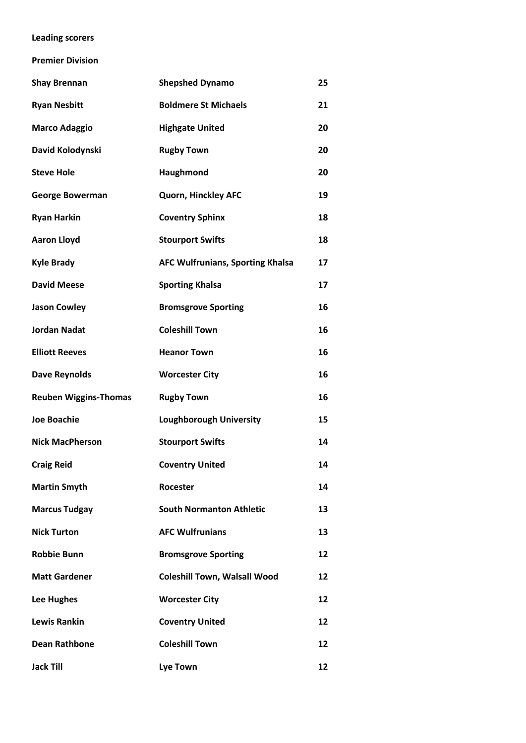**Leading scorers**

**Premier Division**

| | | |
|---|---|---|
| **Shay Brennan** | **Shepshed Dynamo** | **25** |
| **Ryan Nesbitt** | **Boldmere St Michaels** | **21** |
| **Marco Adaggio** | **Highgate United** | **20** |
| **David Kolodynski** | **Rugby Town** | **20** |
| **Steve Hole** | **Haughmond** | **20** |
| **George Bowerman** | **Quorn, Hinckley AFC** | **19** |
| **Ryan Harkin** | **Coventry Sphinx** | **18** |
| **Aaron Lloyd** | **Stourport Swifts** | **18** |
| **Kyle Brady** | **AFC Wulfrunians, Sporting Khalsa** | **17** |
| **David Meese** | **Sporting Khalsa** | **17** |
| **Jason Cowley** | **Bromsgrove Sporting** | **16** |
| **Jordan Nadat** | **Coleshill Town** | **16** |
| **Elliott Reeves** | **Heanor Town** | **16** |
| **Dave Reynolds** | **Worcester City** | **16** |
| **Reuben Wiggins-Thomas** | **Rugby Town** | **16** |
| **Joe Boachie** | **Loughborough University** | **15** |
| **Nick MacPherson** | **Stourport Swifts** | **14** |
| **Craig Reid** | **Coventry United** | **14** |
| **Martin Smyth** | **Rocester** | **14** |
| **Marcus Tudgay** | **South Normanton Athletic** | **13** |
| **Nick Turton** | **AFC Wulfrunians** | **13** |
| **Robbie Bunn** | **Bromsgrove Sporting** | **12** |
| **Matt Gardener** | **Coleshill Town, Walsall Wood** | **12** |
| **Lee Hughes** | **Worcester City** | **12** |
| **Lewis Rankin** | **Coventry United** | **12** |
| **Dean Rathbone** | **Coleshill Town** | **12** |
| **Jack Till** | **Lye Town** | **12** |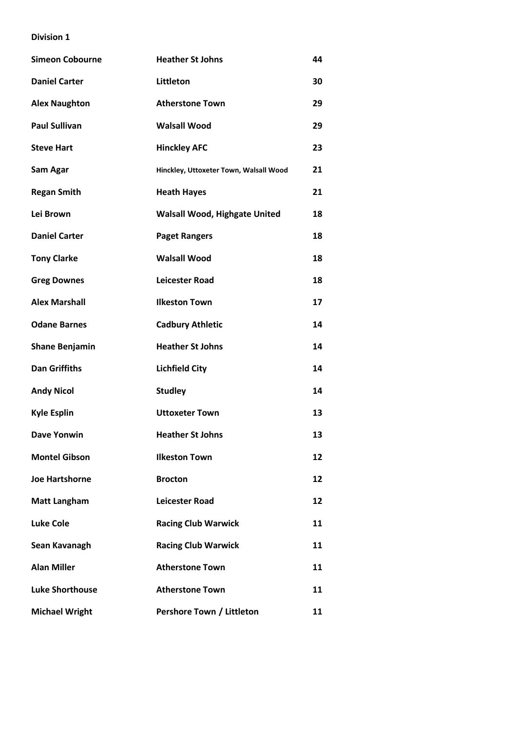**Division 1**

| | | |
|---|---|---|
| **Simeon Cobourne** | **Heather St Johns** | **44** |
| **Daniel Carter** | **Littleton** | **30** |
| **Alex Naughton** | **Atherstone Town** | **29** |
| **Paul Sullivan** | **Walsall Wood** | **29** |
| **Steve Hart** | **Hinckley AFC** | **23** |
| **Sam Agar** | **Hinckley, Uttoxeter Town, Walsall Wood** | **21** |
| **Regan Smith** | **Heath Hayes** | **21** |
| **Lei Brown** | **Walsall Wood, Highgate United** | **18** |
| **Daniel Carter** | **Paget Rangers** | **18** |
| **Tony Clarke** | **Walsall Wood** | **18** |
| **Greg Downes** | **Leicester Road** | **18** |
| **Alex Marshall** | **Ilkeston Town** | **17** |
| **Odane Barnes** | **Cadbury Athletic** | **14** |
| **Shane Benjamin** | **Heather St Johns** | **14** |
| **Dan Griffiths** | **Lichfield City** | **14** |
| **Andy Nicol** | **Studley** | **14** |
| **Kyle Esplin** | **Uttoxeter Town** | **13** |
| **Dave Yonwin** | **Heather St Johns** | **13** |
| **Montel Gibson** | **Ilkeston Town** | **12** |
| **Joe Hartshorne** | **Brocton** | **12** |
| **Matt Langham** | **Leicester Road** | **12** |
| **Luke Cole** | **Racing Club Warwick** | **11** |
| **Sean Kavanagh** | **Racing Club Warwick** | **11** |
| **Alan Miller** | **Atherstone Town** | **11** |
| **Luke Shorthouse** | **Atherstone Town** | **11** |
| **Michael Wright** | **Pershore Town / Littleton** | **11** |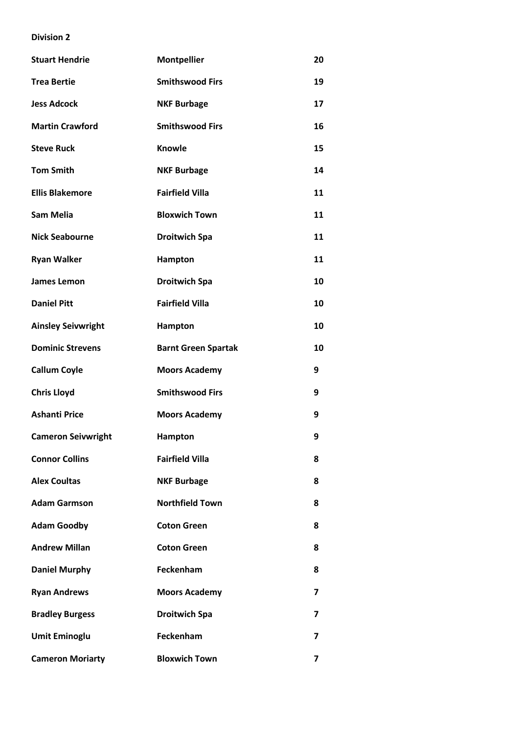**Division 2**

| | | |
|---|---|---|
| **Stuart Hendrie** | **Montpellier** | **20** |
| **Trea Bertie** | **Smithswood Firs** | **19** |
| **Jess Adcock** | **NKF Burbage** | **17** |
| **Martin Crawford** | **Smithswood Firs** | **16** |
| **Steve Ruck** | **Knowle** | **15** |
| **Tom Smith** | **NKF Burbage** | **14** |
| **Ellis Blakemore** | **Fairfield Villa** | **11** |
| **Sam Melia** | **Bloxwich Town** | **11** |
| **Nick Seabourne** | **Droitwich Spa** | **11** |
| **Ryan Walker** | **Hampton** | **11** |
| **James Lemon** | **Droitwich Spa** | **10** |
| **Daniel Pitt** | **Fairfield Villa** | **10** |
| **Ainsley Seivwright** | **Hampton** | **10** |
| **Dominic Strevens** | **Barnt Green Spartak** | **10** |
| **Callum Coyle** | **Moors Academy** | **9** |
| **Chris Lloyd** | **Smithswood Firs** | **9** |
| **Ashanti Price** | **Moors Academy** | **9** |
| **Cameron Seivwright** | **Hampton** | **9** |
| **Connor Collins** | **Fairfield Villa** | **8** |
| **Alex Coultas** | **NKF Burbage** | **8** |
| **Adam Garmson** | **Northfield Town** | **8** |
| **Adam Goodby** | **Coton Green** | **8** |
| **Andrew Millan** | **Coton Green** | **8** |
| **Daniel Murphy** | **Feckenham** | **8** |
| **Ryan Andrews** | **Moors Academy** | **7** |
| **Bradley Burgess** | **Droitwich Spa** | **7** |
| **Umit Eminoglu** | **Feckenham** | **7** |
| **Cameron Moriarty** | **Bloxwich Town** | **7** |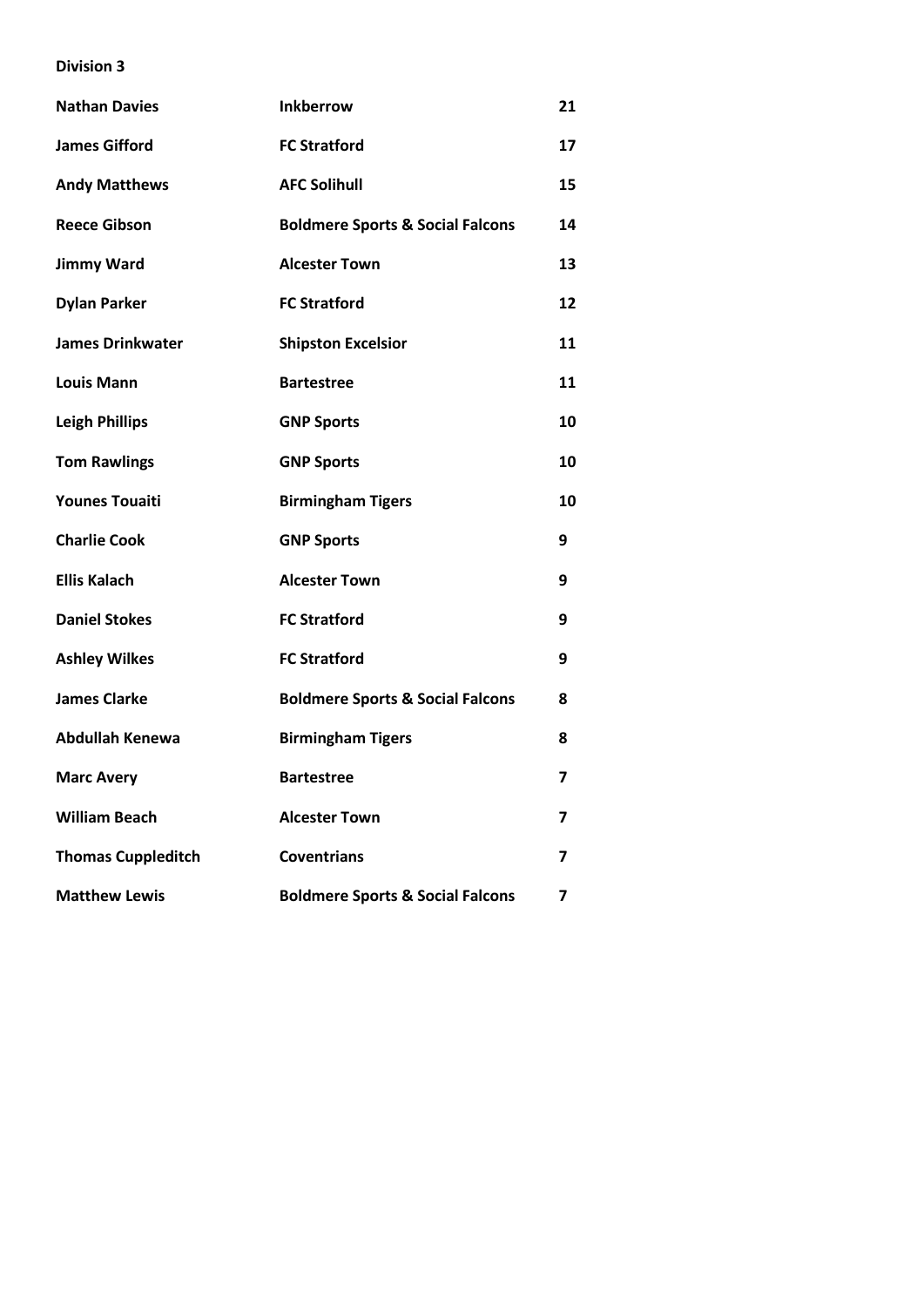**Division 3**

| | | |
|---|---|---|
| **Nathan Davies** | **Inkberrow** | **21** |
| **James Gifford** | **FC Stratford** | **17** |
| **Andy Matthews** | **AFC Solihull** | **15** |
| **Reece Gibson** | **Boldmere Sports & Social Falcons** | **14** |
| **Jimmy Ward** | **Alcester Town** | **13** |
| **Dylan Parker** | **FC Stratford** | **12** |
| **James Drinkwater** | **Shipston Excelsior** | **11** |
| **Louis Mann** | **Bartestree** | **11** |
| **Leigh Phillips** | **GNP Sports** | **10** |
| **Tom Rawlings** | **GNP Sports** | **10** |
| **Younes Touaiti** | **Birmingham Tigers** | **10** |
| **Charlie Cook** | **GNP Sports** | **9** |
| **Ellis Kalach** | **Alcester Town** | **9** |
| **Daniel Stokes** | **FC Stratford** | **9** |
| **Ashley Wilkes** | **FC Stratford** | **9** |
| **James Clarke** | **Boldmere Sports & Social Falcons** | **8** |
| **Abdullah Kenewa** | **Birmingham Tigers** | **8** |
| **Marc Avery** | **Bartestree** | **7** |
| **William Beach** | **Alcester Town** | **7** |
| **Thomas Cuppleditch** | **Coventrians** | **7** |
| **Matthew Lewis** | **Boldmere Sports & Social Falcons** | **7** |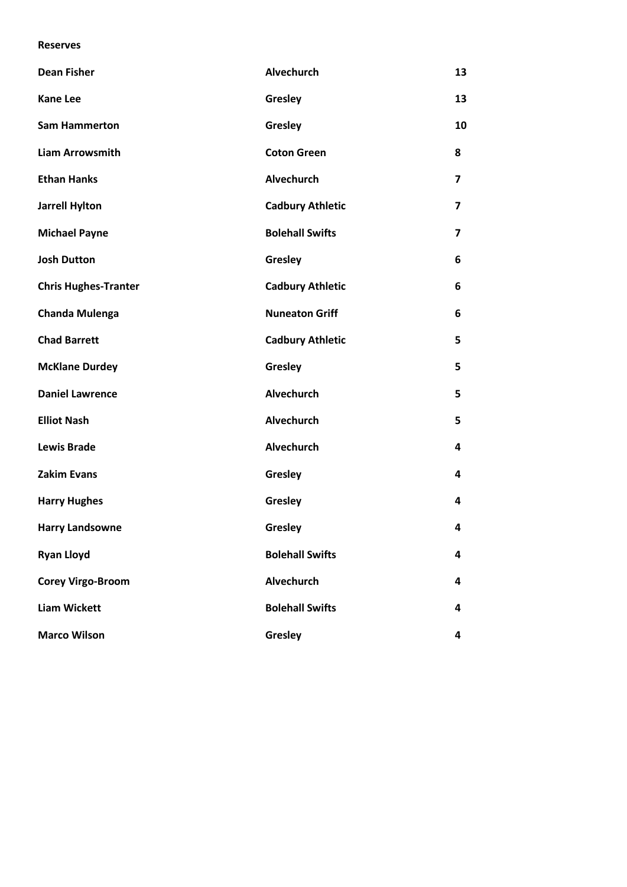**Reserves**

| | | |
|---|---|---|
| **Dean Fisher** | **Alvechurch** | **13** |
| **Kane Lee** | **Gresley** | **13** |
| **Sam Hammerton** | **Gresley** | **10** |
| **Liam Arrowsmith** | **Coton Green** | **8** |
| **Ethan Hanks** | **Alvechurch** | **7** |
| **Jarrell Hylton** | **Cadbury Athletic** | **7** |
| **Michael Payne** | **Bolehall Swifts** | **7** |
| **Josh Dutton** | **Gresley** | **6** |
| **Chris Hughes-Tranter** | **Cadbury Athletic** | **6** |
| **Chanda Mulenga** | **Nuneaton Griff** | **6** |
| **Chad Barrett** | **Cadbury Athletic** | **5** |
| **McKlane Durdey** | **Gresley** | **5** |
| **Daniel Lawrence** | **Alvechurch** | **5** |
| **Elliot Nash** | **Alvechurch** | **5** |
| **Lewis Brade** | **Alvechurch** | **4** |
| **Zakim Evans** | **Gresley** | **4** |
| **Harry Hughes** | **Gresley** | **4** |
| **Harry Landsowne** | **Gresley** | **4** |
| **Ryan Lloyd** | **Bolehall Swifts** | **4** |
| **Corey Virgo-Broom** | **Alvechurch** | **4** |
| **Liam Wickett** | **Bolehall Swifts** | **4** |
| **Marco Wilson** | **Gresley** | **4** |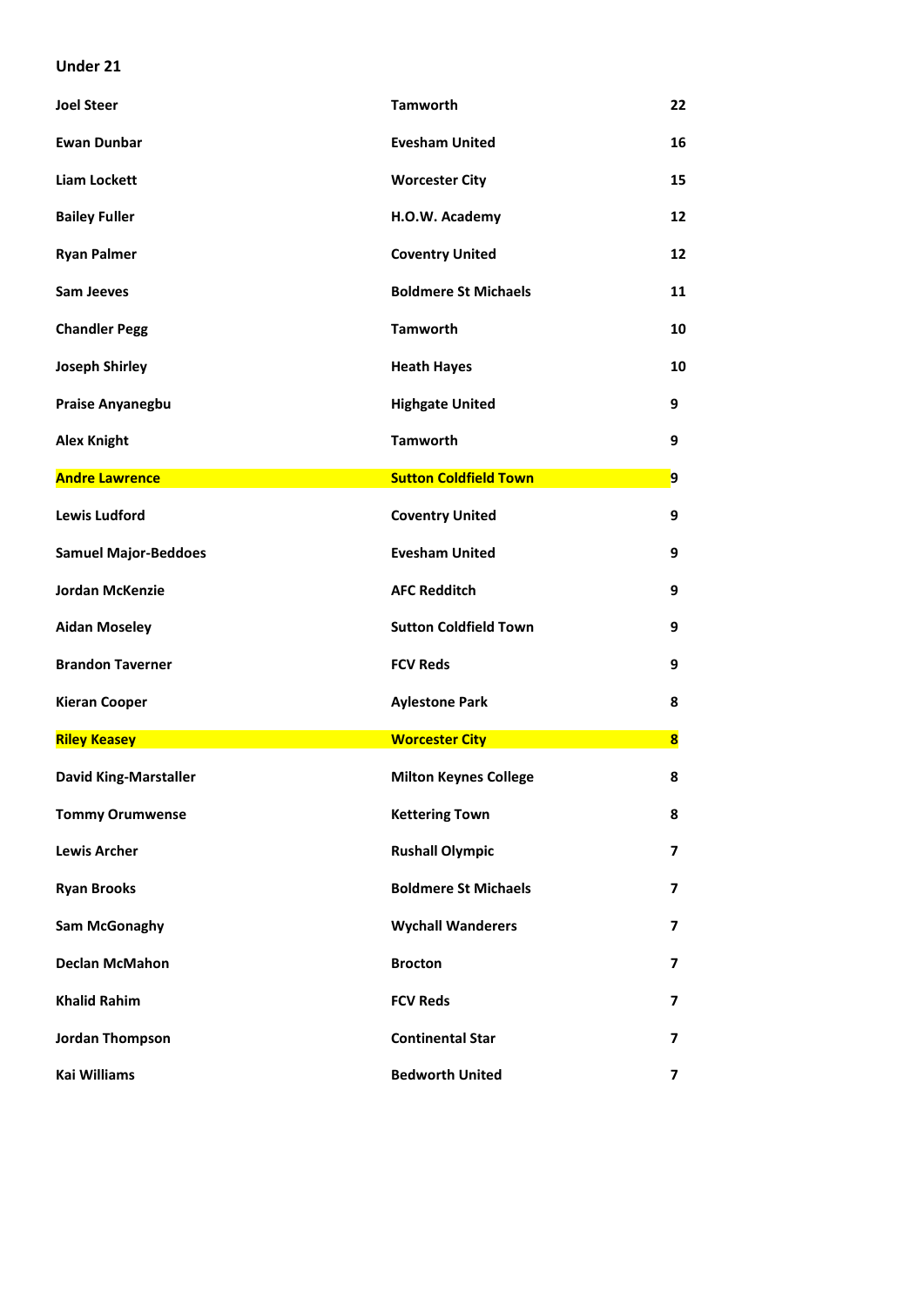**Under 21**

| | | |
|---|---|---|
| **Joel Steer** | **Tamworth** | **22** |
| **Ewan Dunbar** | **Evesham United** | **16** |
| **Liam Lockett** | **Worcester City** | **15** |
| **Bailey Fuller** | **H.O.W. Academy** | **12** |
| **Ryan Palmer** | **Coventry United** | **12** |
| **Sam Jeeves** | **Boldmere St Michaels** | **11** |
| **Chandler Pegg** | **Tamworth** | **10** |
| **Joseph Shirley** | **Heath Hayes** | **10** |
| **Praise Anyanegbu** | **Highgate United** | **9** |
| **Alex Knight** | **Tamworth** | **9** |
| **Andre Lawrence** | **Sutton Coldfield Town** | **9** |
| **Lewis Ludford** | **Coventry United** | **9** |
| **Samuel Major-Beddoes** | **Evesham United** | **9** |
| **Jordan McKenzie** | **AFC Redditch** | **9** |
| **Aidan Moseley** | **Sutton Coldfield Town** | **9** |
| **Brandon Taverner** | **FCV Reds** | **9** |
| **Kieran Cooper** | **Aylestone Park** | **8** |
| **Riley Keasey** | **Worcester City** | **8** |
| **David King-Marstaller** | **Milton Keynes College** | **8** |
| **Tommy Orumwense** | **Kettering Town** | **8** |
| **Lewis Archer** | **Rushall Olympic** | **7** |
| **Ryan Brooks** | **Boldmere St Michaels** | **7** |
| **Sam McGonaghy** | **Wychall Wanderers** | **7** |
| **Declan McMahon** | **Brocton** | **7** |
| **Khalid Rahim** | **FCV Reds** | **7** |
| **Jordan Thompson** | **Continental Star** | **7** |
| **Kai Williams** | **Bedworth United** | **7** |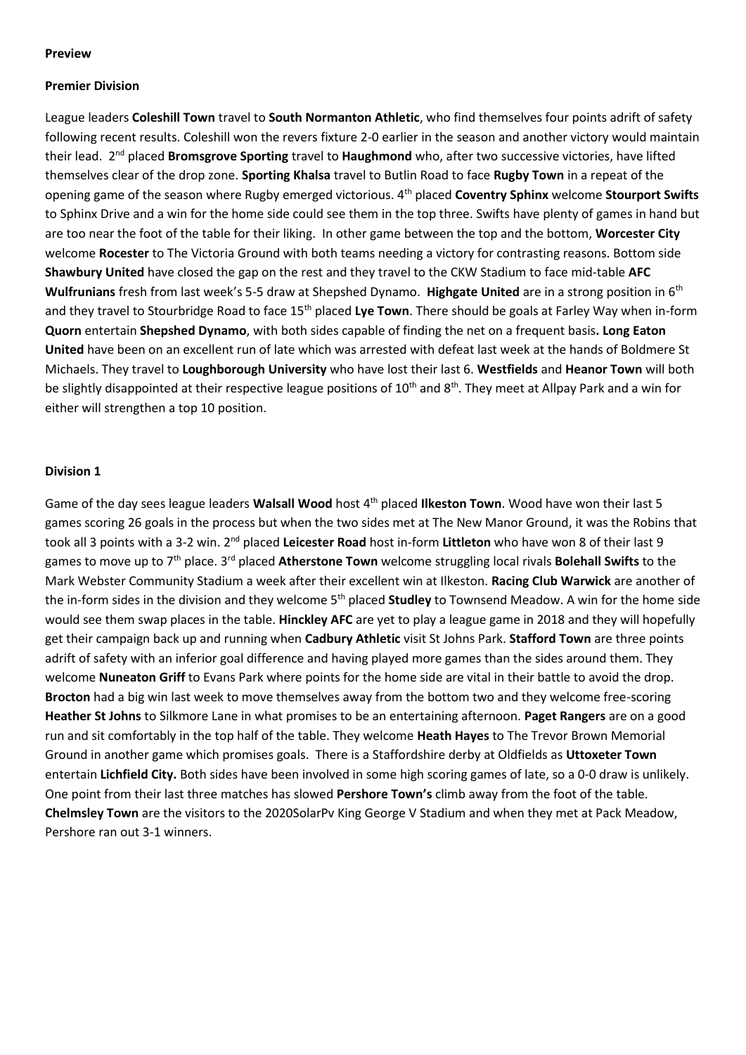**Preview**

**Premier Division**

League leaders **Coleshill Town** travel to **South Normanton Athletic**, who find themselves four points adrift of safety following recent results. Coleshill won the revers fixture 2-0 earlier in the season and another victory would maintain their lead. 2nd placed **Bromsgrove Sporting** travel to **Haughmond** who, after two successive victories, have lifted themselves clear of the drop zone. **Sporting Khalsa** travel to Butlin Road to face **Rugby Town** in a repeat of the opening game of the season where Rugby emerged victorious. 4th placed **Coventry Sphinx** welcome **Stourport Swifts** to Sphinx Drive and a win for the home side could see them in the top three. Swifts have plenty of games in hand but are too near the foot of the table for their liking. In other game between the top and the bottom, **Worcester City** welcome **Rocester** to The Victoria Ground with both teams needing a victory for contrasting reasons. Bottom side **Shawbury United** have closed the gap on the rest and they travel to the CKW Stadium to face mid-table **AFC Wulfrunians** fresh from last week's 5-5 draw at Shepshed Dynamo. **Highgate United** are in a strong position in 6th and they travel to Stourbridge Road to face 15th placed **Lye Town**. There should be goals at Farley Way when in-form **Quorn** entertain **Shepshed Dynamo**, with both sides capable of finding the net on a frequent basis**. Long Eaton United** have been on an excellent run of late which was arrested with defeat last week at the hands of Boldmere St Michaels. They travel to **Loughborough University** who have lost their last 6. **Westfields** and **Heanor Town** will both be slightly disappointed at their respective league positions of 10th and 8th. They meet at Allpay Park and a win for either will strengthen a top 10 position.

**Division 1**

Game of the day sees league leaders **Walsall Wood** host 4th placed **Ilkeston Town**. Wood have won their last 5 games scoring 26 goals in the process but when the two sides met at The New Manor Ground, it was the Robins that took all 3 points with a 3-2 win. 2nd placed **Leicester Road** host in-form **Littleton** who have won 8 of their last 9 games to move up to 7th place. 3rd placed **Atherstone Town** welcome struggling local rivals **Bolehall Swifts** to the Mark Webster Community Stadium a week after their excellent win at Ilkeston. **Racing Club Warwick** are another of the in-form sides in the division and they welcome 5th placed **Studley** to Townsend Meadow. A win for the home side would see them swap places in the table. **Hinckley AFC** are yet to play a league game in 2018 and they will hopefully get their campaign back up and running when **Cadbury Athletic** visit St Johns Park. **Stafford Town** are three points adrift of safety with an inferior goal difference and having played more games than the sides around them. They welcome **Nuneaton Griff** to Evans Park where points for the home side are vital in their battle to avoid the drop. **Brocton** had a big win last week to move themselves away from the bottom two and they welcome free-scoring **Heather St Johns** to Silkmore Lane in what promises to be an entertaining afternoon. **Paget Rangers** are on a good run and sit comfortably in the top half of the table. They welcome **Heath Hayes** to The Trevor Brown Memorial Ground in another game which promises goals. There is a Staffordshire derby at Oldfields as **Uttoxeter Town** entertain **Lichfield City.** Both sides have been involved in some high scoring games of late, so a 0-0 draw is unlikely. One point from their last three matches has slowed **Pershore Town's** climb away from the foot of the table. **Chelmsley Town** are the visitors to the 2020SolarPv King George V Stadium and when they met at Pack Meadow, Pershore ran out 3-1 winners.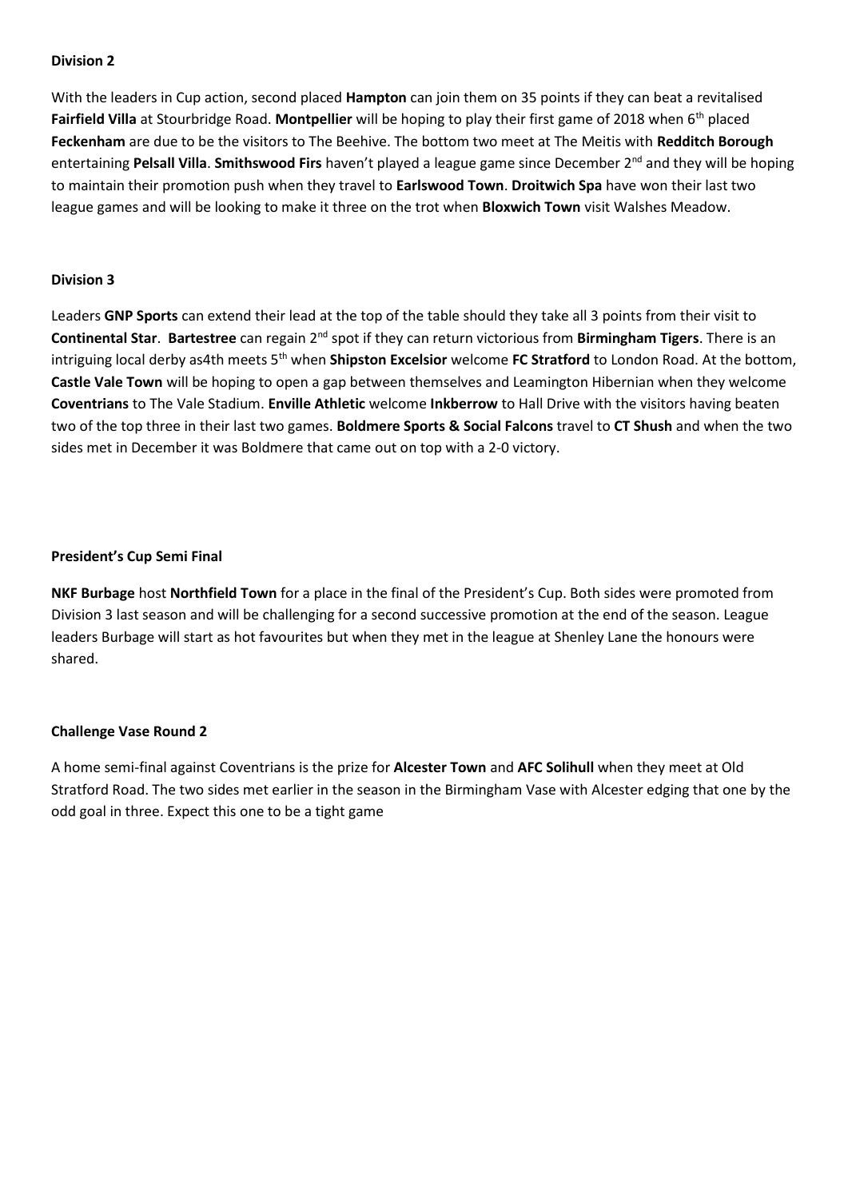**Division 2**

With the leaders in Cup action, second placed **Hampton** can join them on 35 points if they can beat a revitalised **Fairfield Villa** at Stourbridge Road. **Montpellier** will be hoping to play their first game of 2018 when 6th placed **Feckenham** are due to be the visitors to The Beehive. The bottom two meet at The Meitis with **Redditch Borough** entertaining **Pelsall Villa**. **Smithswood Firs** haven't played a league game since December 2nd and they will be hoping to maintain their promotion push when they travel to **Earlswood Town**. **Droitwich Spa** have won their last two league games and will be looking to make it three on the trot when **Bloxwich Town** visit Walshes Meadow.

**Division 3**

Leaders **GNP Sports** can extend their lead at the top of the table should they take all 3 points from their visit to **Continental Star**. **Bartestree** can regain 2nd spot if they can return victorious from **Birmingham Tigers**. There is an intriguing local derby as4th meets 5th when **Shipston Excelsior** welcome **FC Stratford** to London Road. At the bottom, **Castle Vale Town** will be hoping to open a gap between themselves and Leamington Hibernian when they welcome **Coventrians** to The Vale Stadium. **Enville Athletic** welcome **Inkberrow** to Hall Drive with the visitors having beaten two of the top three in their last two games. **Boldmere Sports & Social Falcons** travel to **CT Shush** and when the two sides met in December it was Boldmere that came out on top with a 2-0 victory.

**President's Cup Semi Final**

**NKF Burbage** host **Northfield Town** for a place in the final of the President's Cup. Both sides were promoted from Division 3 last season and will be challenging for a second successive promotion at the end of the season. League leaders Burbage will start as hot favourites but when they met in the league at Shenley Lane the honours were shared.

**Challenge Vase Round 2**

A home semi-final against Coventrians is the prize for **Alcester Town** and **AFC Solihull** when they meet at Old Stratford Road. The two sides met earlier in the season in the Birmingham Vase with Alcester edging that one by the odd goal in three. Expect this one to be a tight game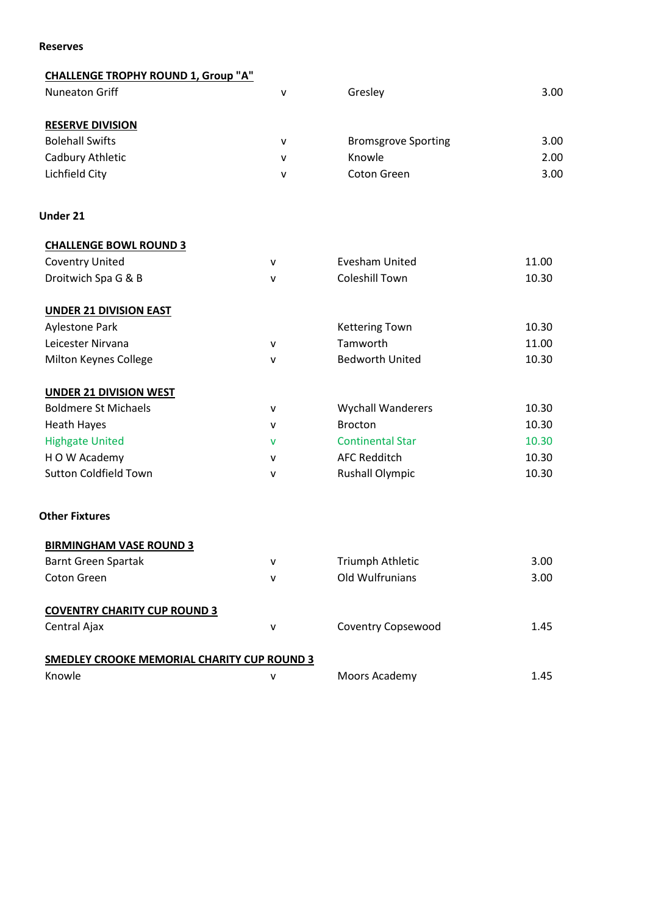**Reserves**

**CHALLENGE TROPHY ROUND 1, Group "A"**

| | | | |
|---|---|---|---|
| Nuneaton Griff | v | Gresley | 3.00 |

**RESERVE DIVISION**

| | | | |
|---|---|---|---|
| Bolehall Swifts | v | Bromsgrove Sporting | 3.00 |
| Cadbury Athletic | v | Knowle | 2.00 |
| Lichfield City | v | Coton Green | 3.00 |

**Under 21**

**CHALLENGE BOWL ROUND 3**

| | | | |
|---|---|---|---|
| Coventry United | v | Evesham United | 11.00 |
| Droitwich Spa G & B | v | Coleshill Town | 10.30 |

**UNDER 21 DIVISION EAST**

| | | | |
|---|---|---|---|
| Aylestone Park | | Kettering Town | 10.30 |
| Leicester Nirvana | v | Tamworth | 11.00 |
| Milton Keynes College | v | Bedworth United | 10.30 |

**UNDER 21 DIVISION WEST**

| | | | |
|---|---|---|---|
| Boldmere St Michaels | v | Wychall Wanderers | 10.30 |
| Heath Hayes | v | Brocton | 10.30 |
| Highgate United | v | Continental Star | 10.30 |
| H O W Academy | v | AFC Redditch | 10.30 |
| Sutton Coldfield Town | v | Rushall Olympic | 10.30 |

**Other Fixtures**

**BIRMINGHAM VASE ROUND 3**

| | | | |
|---|---|---|---|
| Barnt Green Spartak | v | Triumph Athletic | 3.00 |
| Coton Green | v | Old Wulfrunians | 3.00 |

**COVENTRY CHARITY CUP ROUND 3**

| | | | |
|---|---|---|---|
| Central Ajax | v | Coventry Copsewood | 1.45 |

**SMEDLEY CROOKE MEMORIAL CHARITY CUP ROUND 3**

| | | | |
|---|---|---|---|
| Knowle | v | Moors Academy | 1.45 |